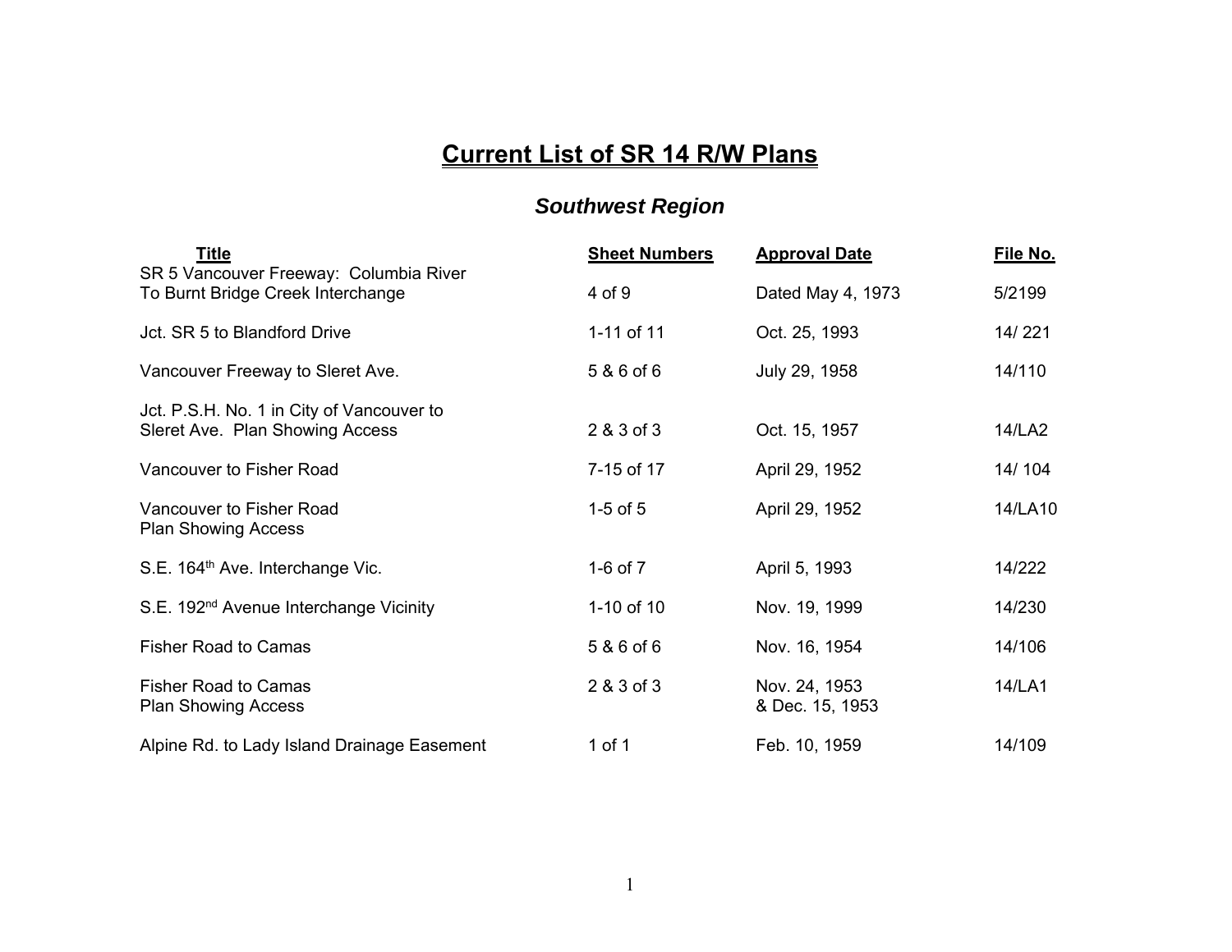# Current List of SR 14 R/W Plans

## *Southwest Region*

| Title | Sheet Numbers | Approval Date | File No. |
|---|---|---|---|
| SR 5 Vancouver Freeway: Columbia River To Burnt Bridge Creek Interchange | 4 of 9 | Dated May 4, 1973 | 5/2199 |
| Jct. SR 5 to Blandford Drive | 1-11 of 11 | Oct. 25, 1993 | 14/ 221 |
| Vancouver Freeway to Sleret Ave. | 5 & 6 of 6 | July 29, 1958 | 14/110 |
| Jct. P.S.H. No. 1 in City of Vancouver to Sleret Ave. Plan Showing Access | 2 & 3 of 3 | Oct. 15, 1957 | 14/LA2 |
| Vancouver to Fisher Road | 7-15 of 17 | April 29, 1952 | 14/ 104 |
| Vancouver to Fisher Road Plan Showing Access | 1-5 of 5 | April 29, 1952 | 14/LA10 |
| S.E. 164th Ave. Interchange Vic. | 1-6 of 7 | April 5, 1993 | 14/222 |
| S.E. 192nd Avenue Interchange Vicinity | 1-10 of 10 | Nov. 19, 1999 | 14/230 |
| Fisher Road to Camas | 5 & 6 of 6 | Nov. 16, 1954 | 14/106 |
| Fisher Road to Camas Plan Showing Access | 2 & 3 of 3 | Nov. 24, 1953 & Dec. 15, 1953 | 14/LA1 |
| Alpine Rd. to Lady Island Drainage Easement | 1 of 1 | Feb. 10, 1959 | 14/109 |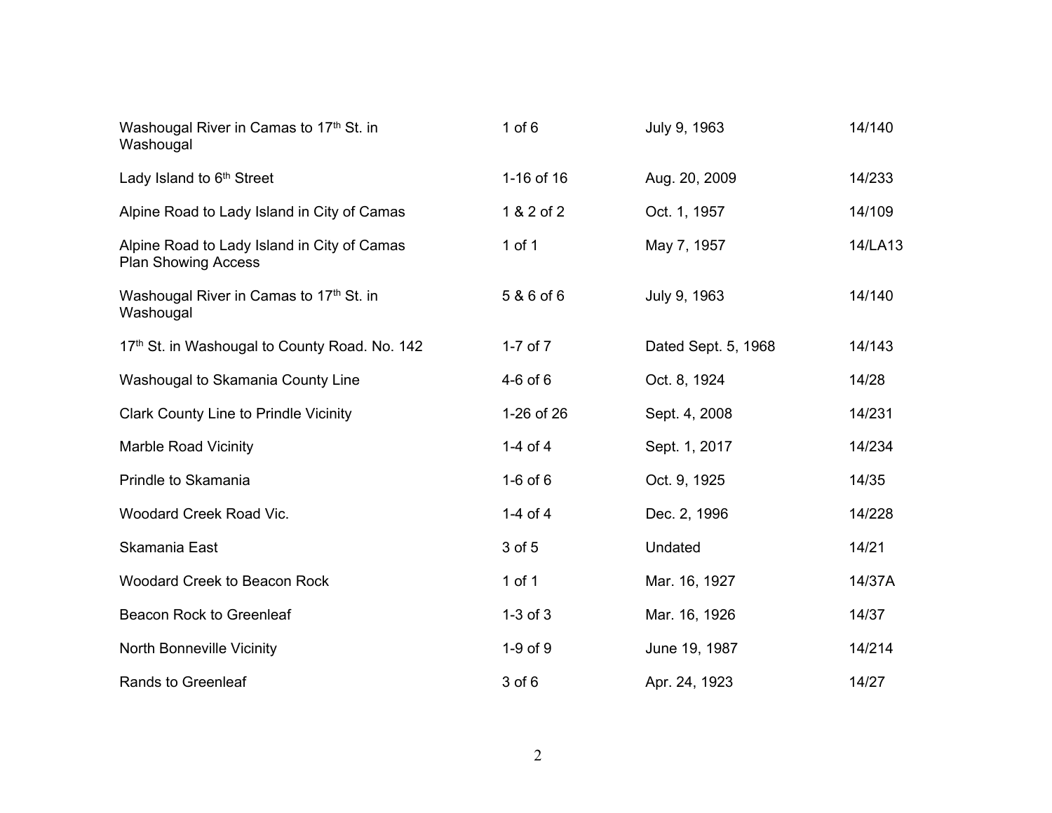| | | | |
|---|---|---|---|
| Washougal River in Camas to 17th St. in Washougal | 1 of 6 | July 9, 1963 | 14/140 |
| Lady Island to 6th Street | 1-16 of 16 | Aug. 20, 2009 | 14/233 |
| Alpine Road to Lady Island in City of Camas | 1 & 2 of 2 | Oct. 1, 1957 | 14/109 |
| Alpine Road to Lady Island in City of Camas Plan Showing Access | 1 of 1 | May 7, 1957 | 14/LA13 |
| Washougal River in Camas to 17th St. in Washougal | 5 & 6 of 6 | July 9, 1963 | 14/140 |
| 17th St. in Washougal to County Road. No. 142 | 1-7 of 7 | Dated Sept. 5, 1968 | 14/143 |
| Washougal to Skamania County Line | 4-6 of 6 | Oct. 8, 1924 | 14/28 |
| Clark County Line to Prindle Vicinity | 1-26 of 26 | Sept. 4, 2008 | 14/231 |
| Marble Road Vicinity | 1-4 of 4 | Sept. 1, 2017 | 14/234 |
| Prindle to Skamania | 1-6 of 6 | Oct. 9, 1925 | 14/35 |
| Woodard Creek Road Vic. | 1-4 of 4 | Dec. 2, 1996 | 14/228 |
| Skamania East | 3 of 5 | Undated | 14/21 |
| Woodard Creek to Beacon Rock | 1 of 1 | Mar. 16, 1927 | 14/37A |
| Beacon Rock to Greenleaf | 1-3 of 3 | Mar. 16, 1926 | 14/37 |
| North Bonneville Vicinity | 1-9 of 9 | June 19, 1987 | 14/214 |
| Rands to Greenleaf | 3 of 6 | Apr. 24, 1923 | 14/27 |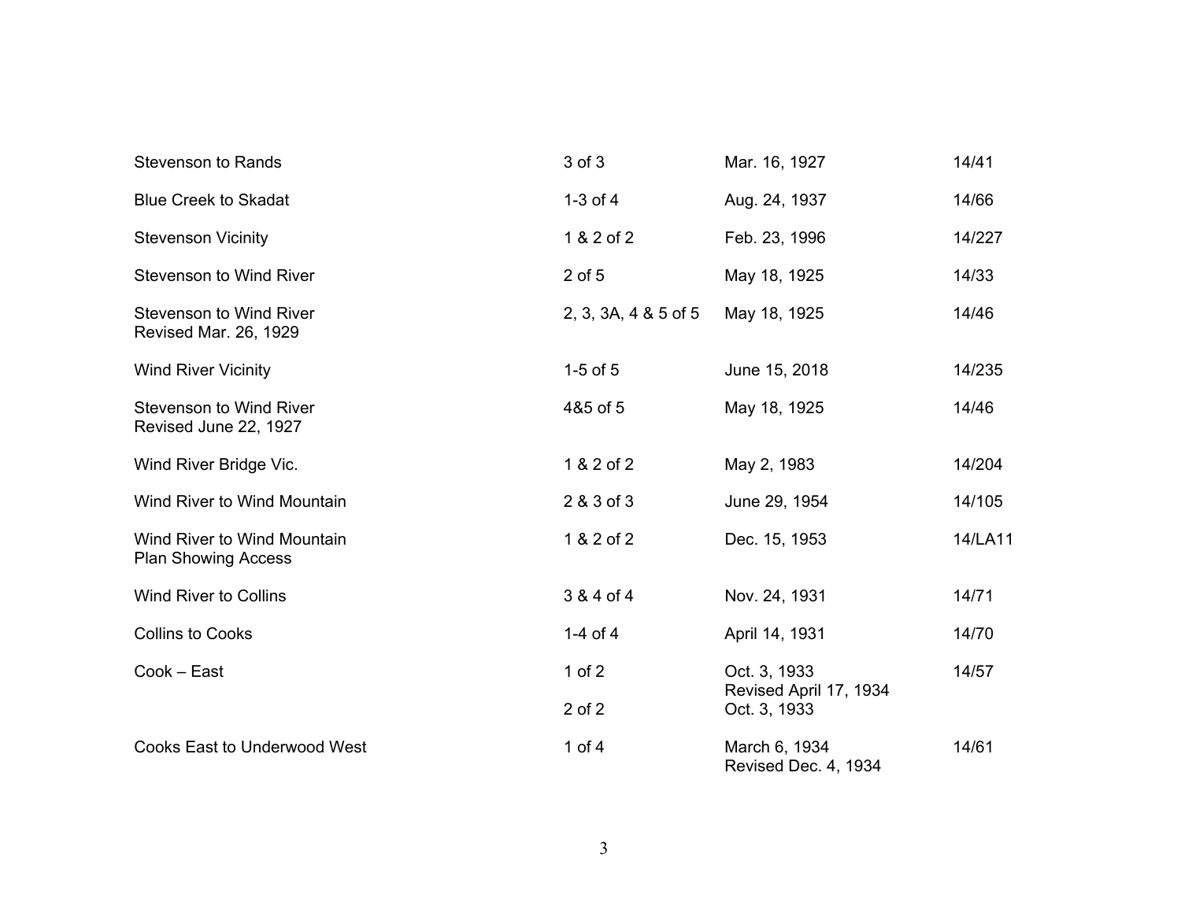| | | | |
|---|---|---|---|
| Stevenson to Rands | 3 of 3 | Mar. 16, 1927 | 14/41 |
| Blue Creek to Skadat | 1-3 of 4 | Aug. 24, 1937 | 14/66 |
| Stevenson Vicinity | 1 & 2 of 2 | Feb. 23, 1996 | 14/227 |
| Stevenson to Wind River | 2 of 5 | May 18, 1925 | 14/33 |
| Stevenson to Wind River<br>Revised Mar. 26, 1929 | 2, 3, 3A, 4 & 5 of 5 | May 18, 1925 | 14/46 |
| Wind River Vicinity | 1-5 of 5 | June 15, 2018 | 14/235 |
| Stevenson to Wind River<br>Revised June 22, 1927 | 4&5 of 5 | May 18, 1925 | 14/46 |
| Wind River Bridge Vic. | 1 & 2 of 2 | May 2, 1983 | 14/204 |
| Wind River to Wind Mountain | 2 & 3 of 3 | June 29, 1954 | 14/105 |
| Wind River to Wind Mountain<br>Plan Showing Access | 1 & 2 of 2 | Dec. 15, 1953 | 14/LA11 |
| Wind River to Collins | 3 & 4 of 4 | Nov. 24, 1931 | 14/71 |
| Collins to Cooks | 1-4 of 4 | April 14, 1931 | 14/70 |
| Cook – East | 1 of 2 | Oct. 3, 1933<br>Revised April 17, 1934 | 14/57 |
| | 2 of 2 | Oct. 3, 1933 | |
| Cooks East to Underwood West | 1 of 4 | March 6, 1934<br>Revised Dec. 4, 1934 | 14/61 |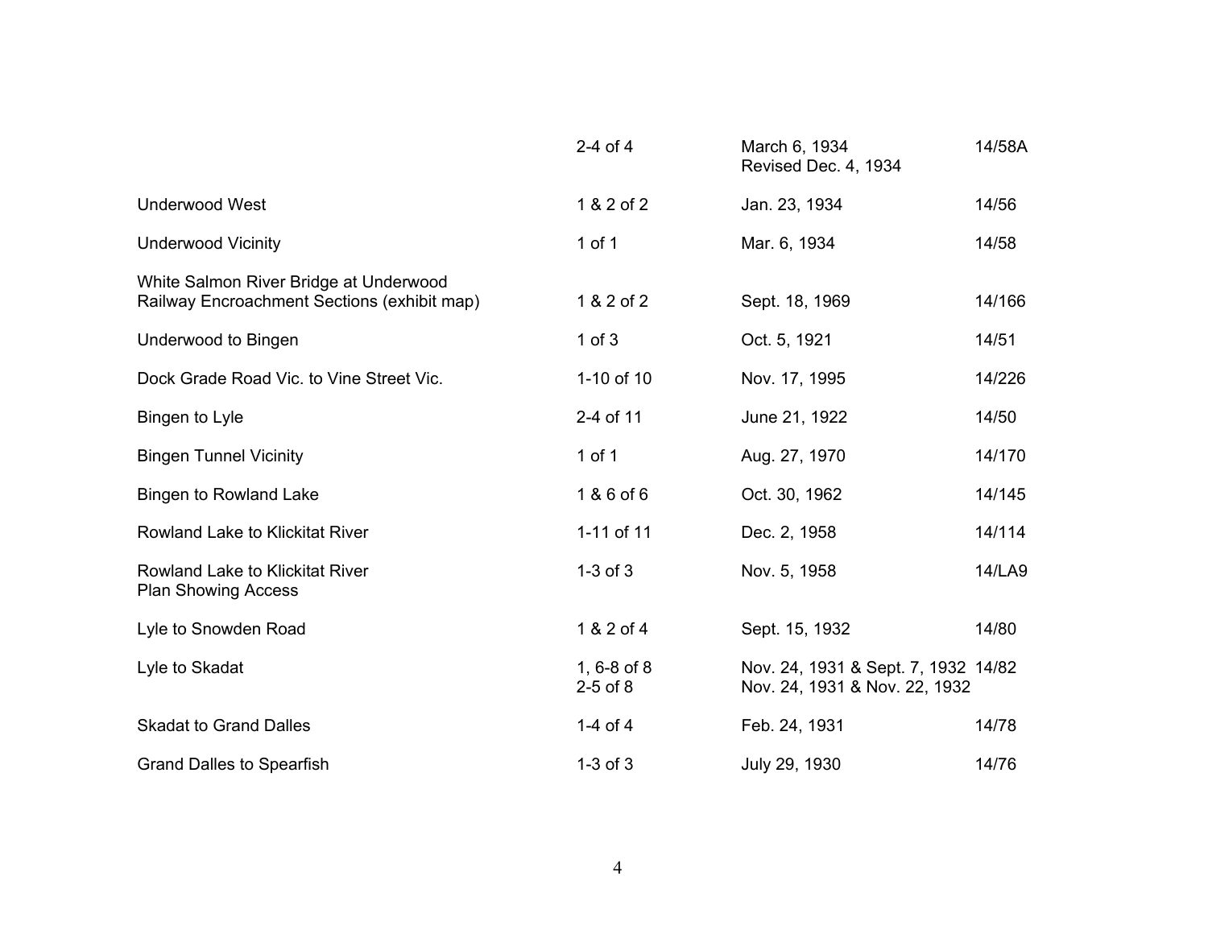| | | | |
|---|---|---|---|
| | 2-4 of 4 | March 6, 1934<br>Revised Dec. 4, 1934 | 14/58A |
| Underwood West | 1 & 2 of 2 | Jan. 23, 1934 | 14/56 |
| Underwood Vicinity | 1 of 1 | Mar. 6, 1934 | 14/58 |
| White Salmon River Bridge at Underwood<br>Railway Encroachment Sections (exhibit map) | 1 & 2 of 2 | Sept. 18, 1969 | 14/166 |
| Underwood to Bingen | 1 of 3 | Oct. 5, 1921 | 14/51 |
| Dock Grade Road Vic. to Vine Street Vic. | 1-10 of 10 | Nov. 17, 1995 | 14/226 |
| Bingen to Lyle | 2-4 of 11 | June 21, 1922 | 14/50 |
| Bingen Tunnel Vicinity | 1 of 1 | Aug. 27, 1970 | 14/170 |
| Bingen to Rowland Lake | 1 & 6 of 6 | Oct. 30, 1962 | 14/145 |
| Rowland Lake to Klickitat River | 1-11 of 11 | Dec. 2, 1958 | 14/114 |
| Rowland Lake to Klickitat River<br>Plan Showing Access | 1-3 of 3 | Nov. 5, 1958 | 14/LA9 |
| Lyle to Snowden Road | 1 & 2 of 4 | Sept. 15, 1932 | 14/80 |
| Lyle to Skadat | 1, 6-8 of 8<br>2-5 of 8 | Nov. 24, 1931 & Sept. 7, 1932<br>Nov. 24, 1931 & Nov. 22, 1932 | 14/82 |
| Skadat to Grand Dalles | 1-4 of 4 | Feb. 24, 1931 | 14/78 |
| Grand Dalles to Spearfish | 1-3 of 3 | July 29, 1930 | 14/76 |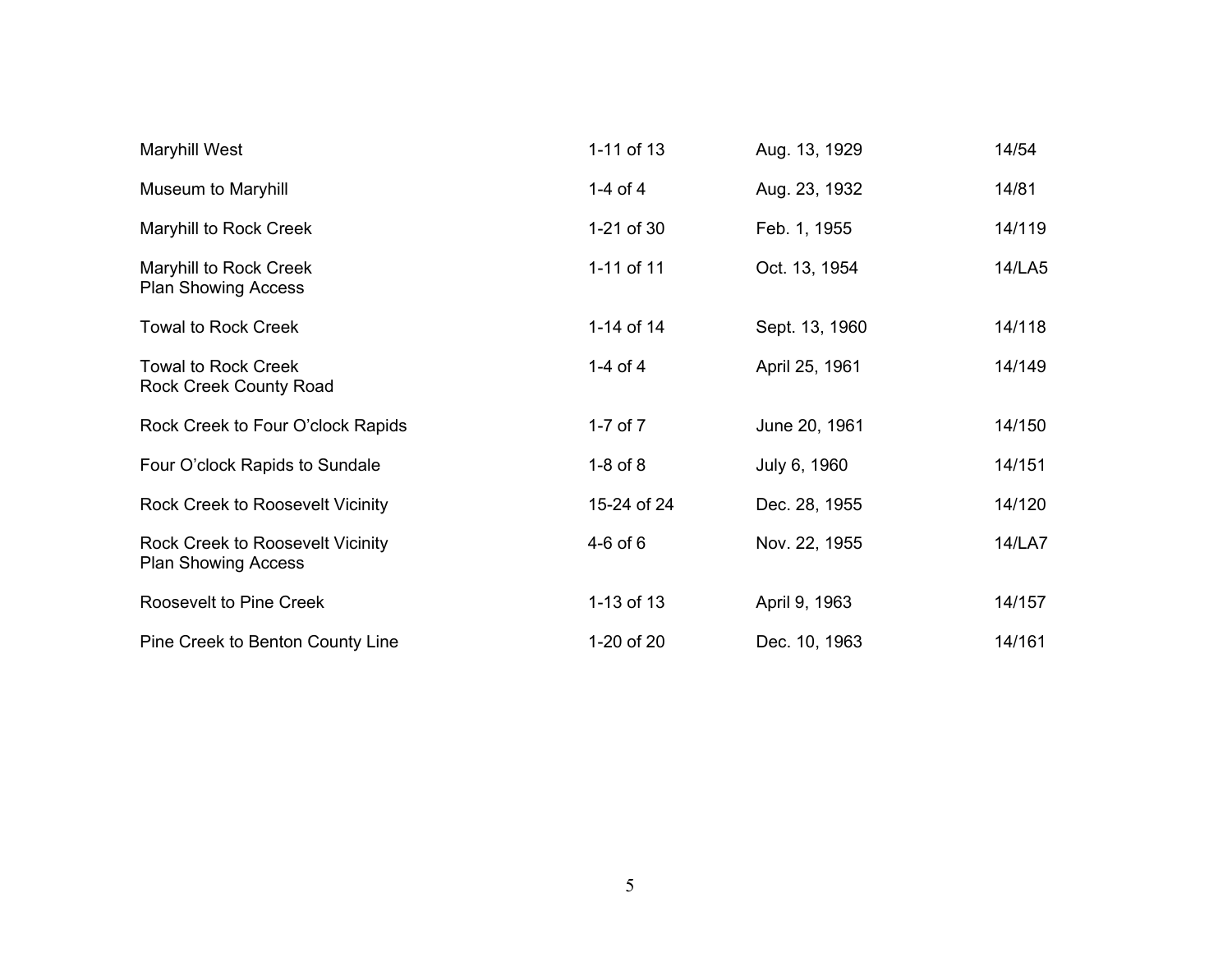| | | | |
|---|---|---|---|
| Maryhill West | 1-11 of 13 | Aug. 13, 1929 | 14/54 |
| Museum to Maryhill | 1-4 of 4 | Aug. 23, 1932 | 14/81 |
| Maryhill to Rock Creek | 1-21 of 30 | Feb. 1, 1955 | 14/119 |
| Maryhill to Rock Creek Plan Showing Access | 1-11 of 11 | Oct. 13, 1954 | 14/LA5 |
| Towal to Rock Creek | 1-14 of 14 | Sept. 13, 1960 | 14/118 |
| Towal to Rock Creek Rock Creek County Road | 1-4 of 4 | April 25, 1961 | 14/149 |
| Rock Creek to Four O'clock Rapids | 1-7 of 7 | June 20, 1961 | 14/150 |
| Four O'clock Rapids to Sundale | 1-8 of 8 | July 6, 1960 | 14/151 |
| Rock Creek to Roosevelt Vicinity | 15-24 of 24 | Dec. 28, 1955 | 14/120 |
| Rock Creek to Roosevelt Vicinity Plan Showing Access | 4-6 of 6 | Nov. 22, 1955 | 14/LA7 |
| Roosevelt to Pine Creek | 1-13 of 13 | April 9, 1963 | 14/157 |
| Pine Creek to Benton County Line | 1-20 of 20 | Dec. 10, 1963 | 14/161 |